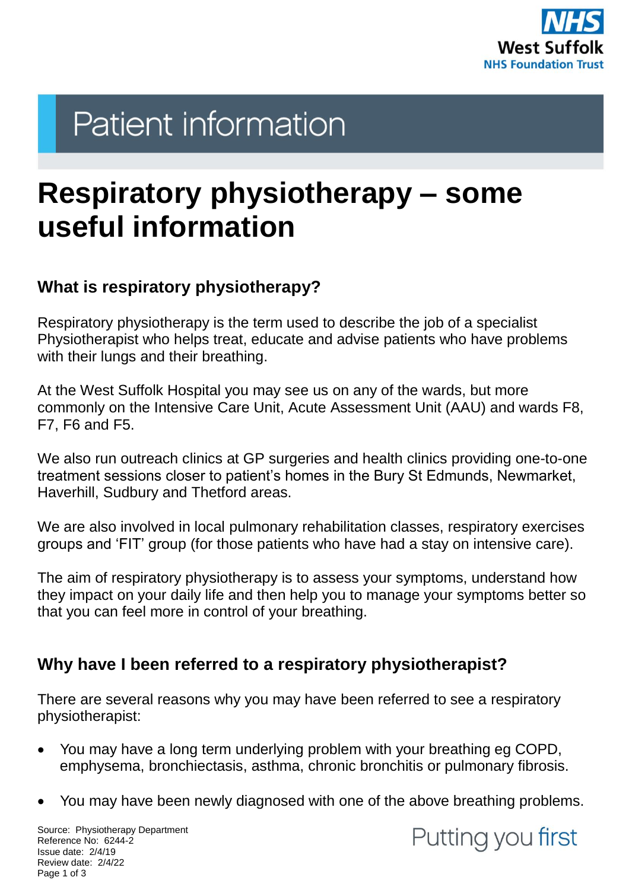Patient information

# Respiratory physiotherapy – some useful information

## What is respiratory physiotherapy?

Respiratory physiotherapy is the term used to describe the job of a specialist Physiotherapist who helps treat, educate and advise patients who have problems with their lungs and their breathing.

At the West Suffolk Hospital you may see us on any of the wards, but more commonly on the Intensive Care Unit, Acute Assessment Unit (AAU) and wards F8, F7, F6 and F5.

We also run outreach clinics at GP surgeries and health clinics providing one-to-one treatment sessions closer to patient's homes in the Bury St Edmunds, Newmarket, Haverhill, Sudbury and Thetford areas.

We are also involved in local pulmonary rehabilitation classes, respiratory exercises groups and 'FIT' group (for those patients who have had a stay on intensive care).

The aim of respiratory physiotherapy is to assess your symptoms, understand how they impact on your daily life and then help you to manage your symptoms better so that you can feel more in control of your breathing.

## Why have I been referred to a respiratory physiotherapist?

There are several reasons why you may have been referred to see a respiratory physiotherapist:

- You may have a long term underlying problem with your breathing eg COPD, emphysema, bronchiectasis, asthma, chronic bronchitis or pulmonary fibrosis.
- You may have been newly diagnosed with one of the above breathing problems.

Source: Physiotherapy Department
Reference No: 6244-2
Issue date: 2/4/19
Review date: 2/4/22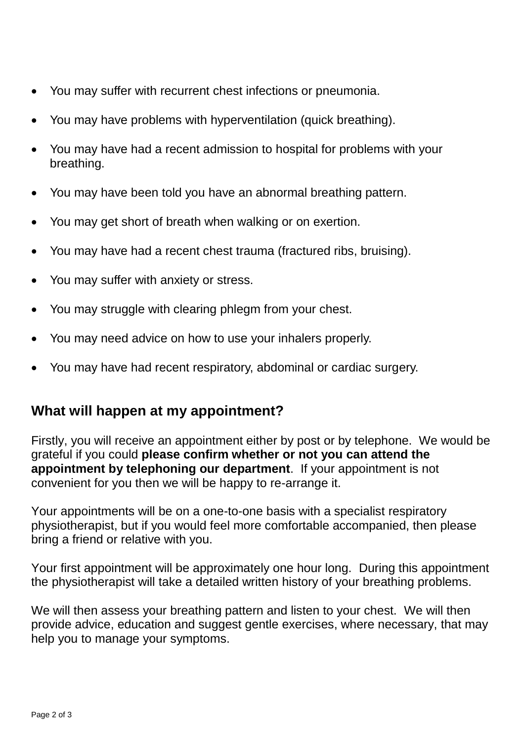- You may suffer with recurrent chest infections or pneumonia.
- You may have problems with hyperventilation (quick breathing).
- You may have had a recent admission to hospital for problems with your breathing.
- You may have been told you have an abnormal breathing pattern.
- You may get short of breath when walking or on exertion.
- You may have had a recent chest trauma (fractured ribs, bruising).
- You may suffer with anxiety or stress.
- You may struggle with clearing phlegm from your chest.
- You may need advice on how to use your inhalers properly.
- You may have had recent respiratory, abdominal or cardiac surgery.

## What will happen at my appointment?

Firstly, you will receive an appointment either by post or by telephone. We would be grateful if you could **please confirm whether or not you can attend the appointment by telephoning our department**. If your appointment is not convenient for you then we will be happy to re-arrange it.

Your appointments will be on a one-to-one basis with a specialist respiratory physiotherapist, but if you would feel more comfortable accompanied, then please bring a friend or relative with you.

Your first appointment will be approximately one hour long. During this appointment the physiotherapist will take a detailed written history of your breathing problems.

We will then assess your breathing pattern and listen to your chest. We will then provide advice, education and suggest gentle exercises, where necessary, that may help you to manage your symptoms.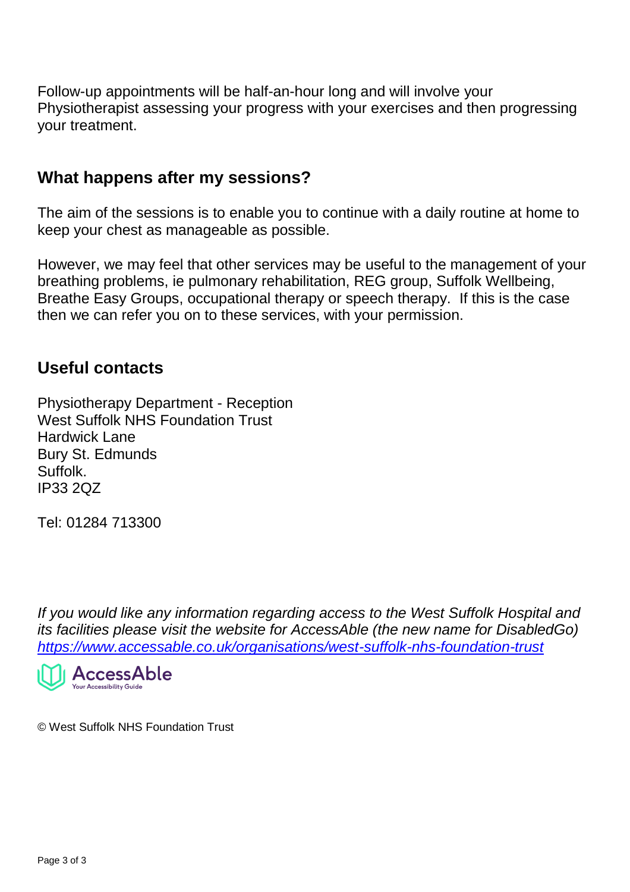Follow-up appointments will be half-an-hour long and will involve your Physiotherapist assessing your progress with your exercises and then progressing your treatment.

## What happens after my sessions?

The aim of the sessions is to enable you to continue with a daily routine at home to keep your chest as manageable as possible.

However, we may feel that other services may be useful to the management of your breathing problems, ie pulmonary rehabilitation, REG group, Suffolk Wellbeing, Breathe Easy Groups, occupational therapy or speech therapy. If this is the case then we can refer you on to these services, with your permission.

## Useful contacts

Physiotherapy Department - Reception
West Suffolk NHS Foundation Trust
Hardwick Lane
Bury St. Edmunds
Suffolk.
IP33 2QZ

Tel: 01284 713300

*If you would like any information regarding access to the West Suffolk Hospital and its facilities please visit the website for AccessAble (the new name for DisabledGo) https://www.accessable.co.uk/organisations/west-suffolk-nhs-foundation-trust*

AccessAble
Your Accessibility Guide

© West Suffolk NHS Foundation Trust